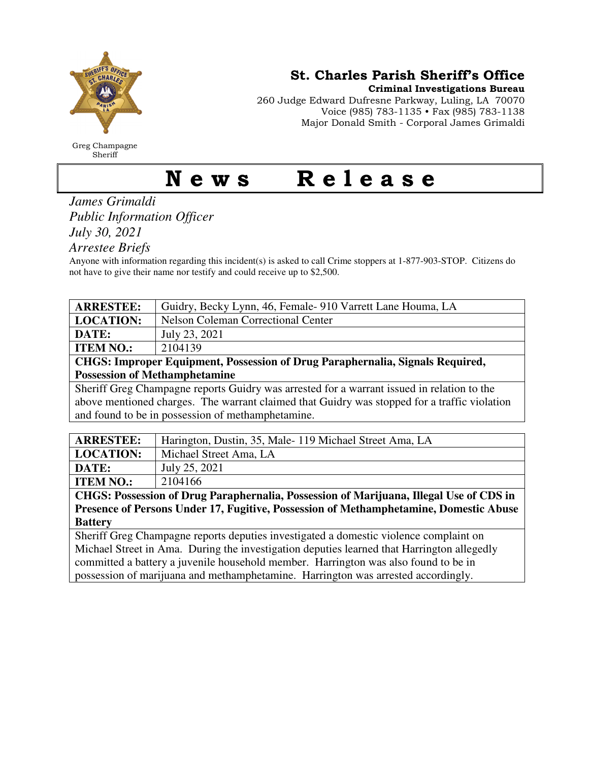Greg Champagne
Sheriff

## St. Charles Parish Sheriff's Office

**Criminal Investigations Bureau**
260 Judge Edward Dufresne Parkway, Luling, LA 70070
Voice (985) 783-1135 • Fax (985) 783-1138
Major Donald Smith - Corporal James Grimaldi

# News Release

*James Grimaldi*
*Public Information Officer*
*July 30, 2021*
*Arrestee Briefs*

Anyone with information regarding this incident(s) is asked to call Crime stoppers at 1-877-903-STOP. Citizens do not have to give their name nor testify and could receive up to $2,500.

| **ARRESTEE:** | Guidry, Becky Lynn, 46, Female- 910 Varrett Lane Houma, LA |
|---|---|
| **LOCATION:** | Nelson Coleman Correctional Center |
| **DATE:** | July 23, 2021 |
| **ITEM NO.:** | 2104139 |

**CHGS: Improper Equipment, Possession of Drug Paraphernalia, Signals Required, Possession of Methamphetamine**

Sheriff Greg Champagne reports Guidry was arrested for a warrant issued in relation to the above mentioned charges. The warrant claimed that Guidry was stopped for a traffic violation and found to be in possession of methamphetamine.

| **ARRESTEE:** | Harington, Dustin, 35, Male- 119 Michael Street Ama, LA |
|---|---|
| **LOCATION:** | Michael Street Ama, LA |
| **DATE:** | July 25, 2021 |
| **ITEM NO.:** | 2104166 |

**CHGS: Possession of Drug Paraphernalia, Possession of Marijuana, Illegal Use of CDS in Presence of Persons Under 17, Fugitive, Possession of Methamphetamine, Domestic Abuse Battery**

Sheriff Greg Champagne reports deputies investigated a domestic violence complaint on Michael Street in Ama. During the investigation deputies learned that Harrington allegedly committed a battery a juvenile household member. Harrington was also found to be in possession of marijuana and methamphetamine. Harrington was arrested accordingly.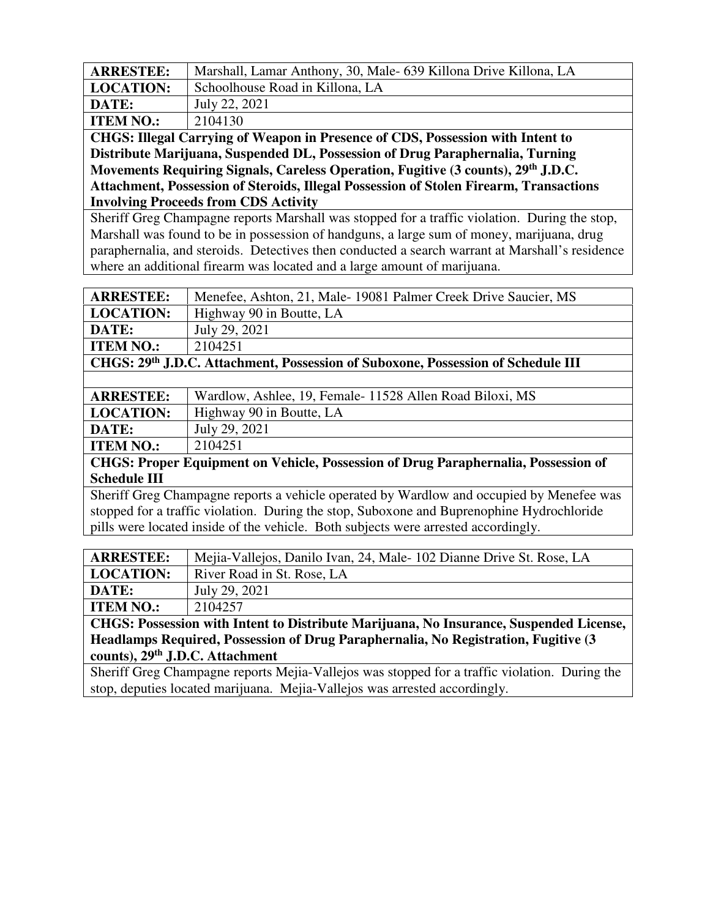| **ARRESTEE:** | Marshall, Lamar Anthony, 30, Male- 639 Killona Drive Killona, LA |
|---|---|
| **LOCATION:** | Schoolhouse Road in Killona, LA |
| **DATE:** | July 22, 2021 |
| **ITEM NO.:** | 2104130 |

**CHGS: Illegal Carrying of Weapon in Presence of CDS, Possession with Intent to Distribute Marijuana, Suspended DL, Possession of Drug Paraphernalia, Turning Movements Requiring Signals, Careless Operation, Fugitive (3 counts), 29th J.D.C. Attachment, Possession of Steroids, Illegal Possession of Stolen Firearm, Transactions Involving Proceeds from CDS Activity**

Sheriff Greg Champagne reports Marshall was stopped for a traffic violation. During the stop, Marshall was found to be in possession of handguns, a large sum of money, marijuana, drug paraphernalia, and steroids. Detectives then conducted a search warrant at Marshall's residence where an additional firearm was located and a large amount of marijuana.

| **ARRESTEE:** | Menefee, Ashton, 21, Male- 19081 Palmer Creek Drive Saucier, MS |
|---|---|
| **LOCATION:** | Highway 90 in Boutte, LA |
| **DATE:** | July 29, 2021 |
| **ITEM NO.:** | 2104251 |

**CHGS: 29th J.D.C. Attachment, Possession of Suboxone, Possession of Schedule III**

| **ARRESTEE:** | Wardlow, Ashlee, 19, Female- 11528 Allen Road Biloxi, MS |
|---|---|
| **LOCATION:** | Highway 90 in Boutte, LA |
| **DATE:** | July 29, 2021 |
| **ITEM NO.:** | 2104251 |

**CHGS: Proper Equipment on Vehicle, Possession of Drug Paraphernalia, Possession of Schedule III**

Sheriff Greg Champagne reports a vehicle operated by Wardlow and occupied by Menefee was stopped for a traffic violation. During the stop, Suboxone and Buprenophine Hydrochloride pills were located inside of the vehicle. Both subjects were arrested accordingly.

| **ARRESTEE:** | Mejia-Vallejos, Danilo Ivan, 24, Male- 102 Dianne Drive St. Rose, LA |
|---|---|
| **LOCATION:** | River Road in St. Rose, LA |
| **DATE:** | July 29, 2021 |
| **ITEM NO.:** | 2104257 |

**CHGS: Possession with Intent to Distribute Marijuana, No Insurance, Suspended License, Headlamps Required, Possession of Drug Paraphernalia, No Registration, Fugitive (3 counts), 29th J.D.C. Attachment**

Sheriff Greg Champagne reports Mejia-Vallejos was stopped for a traffic violation. During the stop, deputies located marijuana. Mejia-Vallejos was arrested accordingly.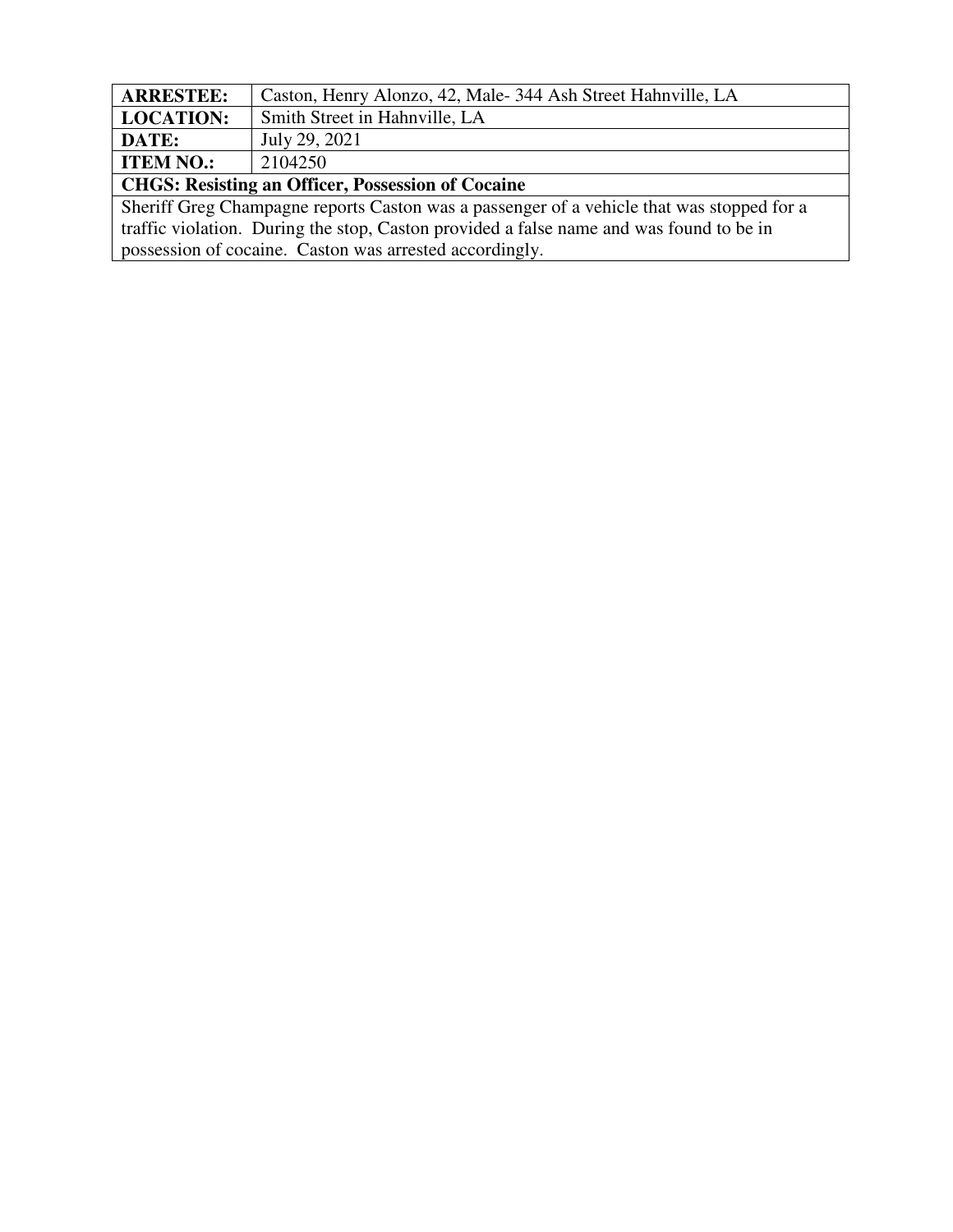| | |
|---|---|
| **ARRESTEE:** | Caston, Henry Alonzo, 42, Male- 344 Ash Street Hahnville, LA |
| **LOCATION:** | Smith Street in Hahnville, LA |
| **DATE:** | July 29, 2021 |
| **ITEM NO.:** | 2104250 |
| **CHGS: Resisting an Officer, Possession of Cocaine** | |
| Sheriff Greg Champagne reports Caston was a passenger of a vehicle that was stopped for a traffic violation. During the stop, Caston provided a false name and was found to be in possession of cocaine. Caston was arrested accordingly. | |